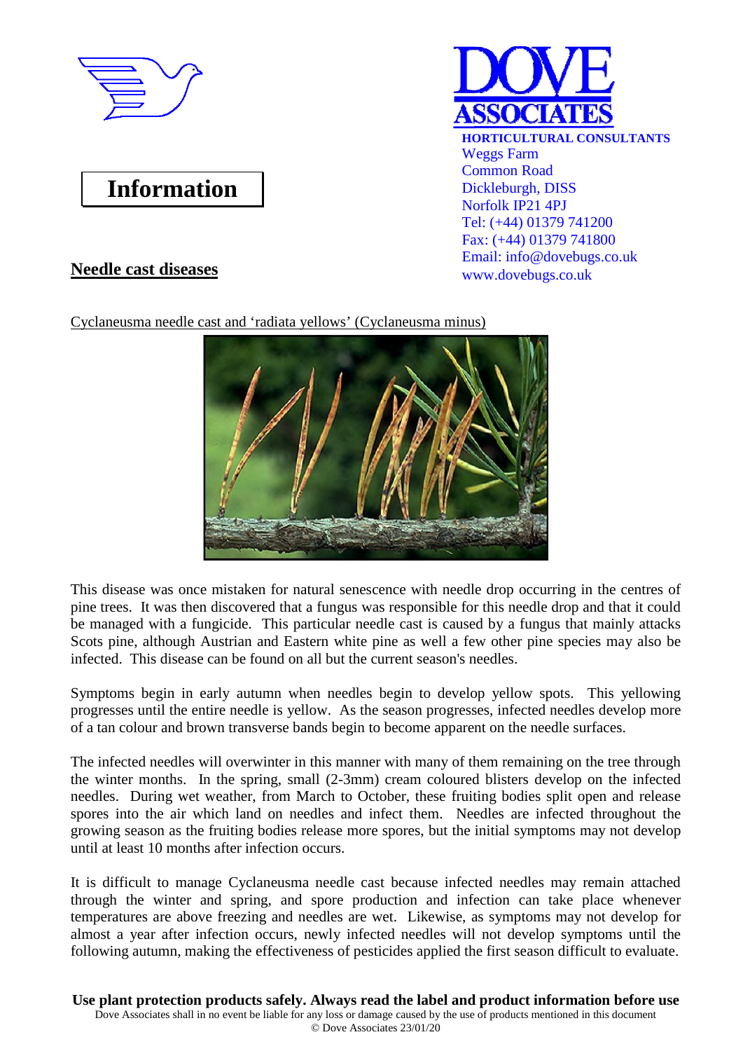# Information

**DOVE ASSOCIATES**
**HORTICULTURAL CONSULTANTS**
Weggs Farm
Common Road
Dickleburgh, DISS
Norfolk IP21 4PJ
Tel: (+44) 01379 741200
Fax: (+44) 01379 741800
Email: info@dovebugs.co.uk
www.dovebugs.co.uk

## Needle cast diseases

Cyclaneusma needle cast and 'radiata yellows' (Cyclaneusma minus)

This disease was once mistaken for natural senescence with needle drop occurring in the centres of pine trees. It was then discovered that a fungus was responsible for this needle drop and that it could be managed with a fungicide. This particular needle cast is caused by a fungus that mainly attacks Scots pine, although Austrian and Eastern white pine as well a few other pine species may also be infected. This disease can be found on all but the current season's needles.

Symptoms begin in early autumn when needles begin to develop yellow spots. This yellowing progresses until the entire needle is yellow. As the season progresses, infected needles develop more of a tan colour and brown transverse bands begin to become apparent on the needle surfaces.

The infected needles will overwinter in this manner with many of them remaining on the tree through the winter months. In the spring, small (2-3mm) cream coloured blisters develop on the infected needles. During wet weather, from March to October, these fruiting bodies split open and release spores into the air which land on needles and infect them. Needles are infected throughout the growing season as the fruiting bodies release more spores, but the initial symptoms may not develop until at least 10 months after infection occurs.

It is difficult to manage Cyclaneusma needle cast because infected needles may remain attached through the winter and spring, and spore production and infection can take place whenever temperatures are above freezing and needles are wet. Likewise, as symptoms may not develop for almost a year after infection occurs, newly infected needles will not develop symptoms until the following autumn, making the effectiveness of pesticides applied the first season difficult to evaluate.

**Use plant protection products safely. Always read the label and product information before use**

Dove Associates shall in no event be liable for any loss or damage caused by the use of products mentioned in this document

© Dove Associates 23/01/20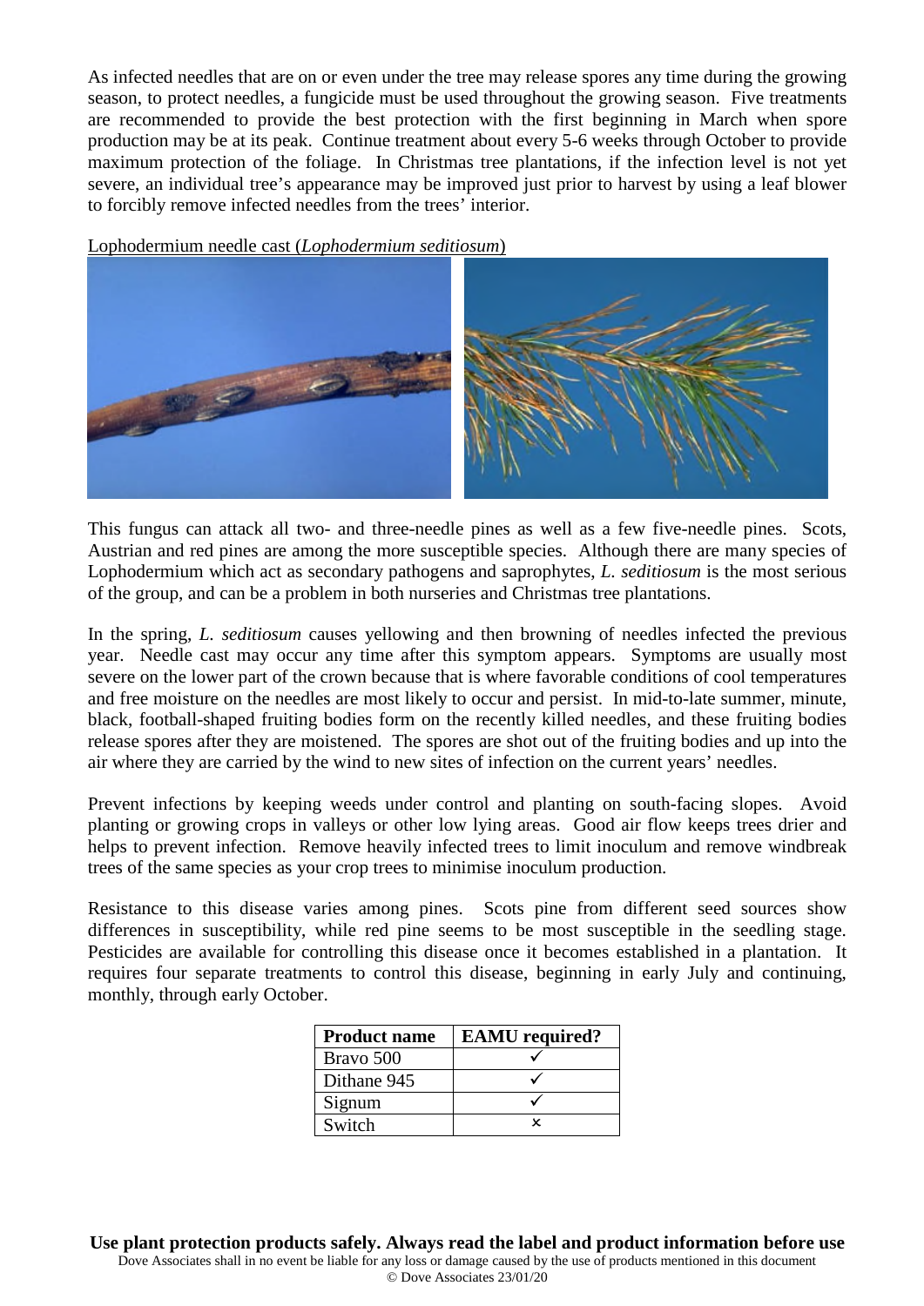As infected needles that are on or even under the tree may release spores any time during the growing season, to protect needles, a fungicide must be used throughout the growing season. Five treatments are recommended to provide the best protection with the first beginning in March when spore production may be at its peak. Continue treatment about every 5-6 weeks through October to provide maximum protection of the foliage. In Christmas tree plantations, if the infection level is not yet severe, an individual tree's appearance may be improved just prior to harvest by using a leaf blower to forcibly remove infected needles from the trees' interior.

Lophodermium needle cast (*Lophodermium seditiosum*)

This fungus can attack all two- and three-needle pines as well as a few five-needle pines. Scots, Austrian and red pines are among the more susceptible species. Although there are many species of Lophodermium which act as secondary pathogens and saprophytes, *L. seditiosum* is the most serious of the group, and can be a problem in both nurseries and Christmas tree plantations.

In the spring, *L. seditiosum* causes yellowing and then browning of needles infected the previous year. Needle cast may occur any time after this symptom appears. Symptoms are usually most severe on the lower part of the crown because that is where favorable conditions of cool temperatures and free moisture on the needles are most likely to occur and persist. In mid-to-late summer, minute, black, football-shaped fruiting bodies form on the recently killed needles, and these fruiting bodies release spores after they are moistened. The spores are shot out of the fruiting bodies and up into the air where they are carried by the wind to new sites of infection on the current years' needles.

Prevent infections by keeping weeds under control and planting on south-facing slopes. Avoid planting or growing crops in valleys or other low lying areas. Good air flow keeps trees drier and helps to prevent infection. Remove heavily infected trees to limit inoculum and remove windbreak trees of the same species as your crop trees to minimise inoculum production.

Resistance to this disease varies among pines. Scots pine from different seed sources show differences in susceptibility, while red pine seems to be most susceptible in the seedling stage. Pesticides are available for controlling this disease once it becomes established in a plantation. It requires four separate treatments to control this disease, beginning in early July and continuing, monthly, through early October.

| Product name | EAMU required? |
|---|---|
| Bravo 500 | ✓ |
| Dithane 945 | ✓ |
| Signum | ✓ |
| Switch | × |

**Use plant protection products safely. Always read the label and product information before use**

Dove Associates shall in no event be liable for any loss or damage caused by the use of products mentioned in this document

© Dove Associates 23/01/20